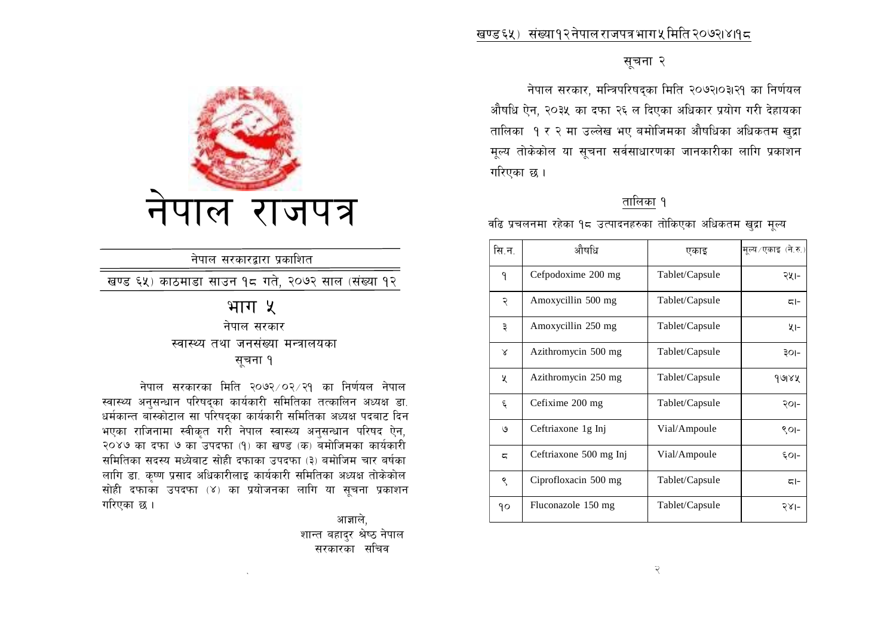# नेपाल राजपत्र

नेपाल सरकारद्वारा प्रकाशित

खण्ड ६५) काठमाडा साउन १८ गते, २०७२ साल (संख्या १२

## भाग ५

### नेपाल सरकार

### स्वास्थ्य तथा जनसंख्या मन्त्रालयका

### सूचना १

नेपाल सरकारका मिति २०७२/०२/२१ का निर्णयल नेपाल स्वास्थ्य अनुसन्धान परिषद्का कार्यकारी समितिका तत्कालिन अध्यक्ष डा. धर्मकान्त बास्कोटाल सा परिषद्का कार्यकारी समितिका अध्यक्ष पदबाट दिन भएका राजिनामा स्वीकृत गरी नेपाल स्वास्थ्य अनुसन्धान परिषद ऐन, २०४७ का दफा ७ का उपदफा (१) का खण्ड (क) बमोजिमका कार्यकारी समितिका सदस्य मध्येबाट सोही दफाका उपदफा (३) बमोजिम चार बर्षका लागि डा. कृष्ण प्रसाद अधिकारीलाइ कार्यकारी समितिका अध्यक्ष तोकेकोल सोही दफाका उपदफा (४) का प्रयोजनका लागि या सूचना प्रकाशन गरिएका छ ।

आज्ञाले,
शान्त बहादुर श्रेष्ठ नेपाल
सरकारका सचिव

### सूचना २

नेपाल सरकार, मन्त्रिपरिषद्का मिति २०७२।०३।२१ का निर्णयल औषधि ऐन, २०३५ का दफा २६ ल दिएका अधिकार प्रयोग गरी देहायका तालिका १ र २ मा उल्लेख भए बमोजिमका औषधिका अधिकतम खुद्रा मूल्य तोकेकोल या सूचना सर्वसाधारणका जानकारीका लागि प्रकाशन गरिएका छ ।

तालिका १

बढि प्रचलनमा रहेका १८ उत्पादनहरुका तोकिएका अधिकतम खुद्रा मूल्य

| सि.न. | औषधि | एकाइ | मूल्य/एकाइ (ने.रु.) |
|---|---|---|---|
| १ | Cefpodoxime 200 mg | Tablet/Capsule | २५।- |
| २ | Amoxycillin 500 mg | Tablet/Capsule | ८।- |
| ३ | Amoxycillin 250 mg | Tablet/Capsule | ५।- |
| ४ | Azithromycin 500 mg | Tablet/Capsule | ३०।- |
| ५ | Azithromycin 250 mg | Tablet/Capsule | १७।४५ |
| ६ | Cefixime 200 mg | Tablet/Capsule | २०।- |
| ७ | Ceftriaxone 1g Inj | Vial/Ampoule | ९०।- |
| ८ | Ceftriaxone 500 mg Inj | Vial/Ampoule | ६०।- |
| ९ | Ciprofloxacin 500 mg | Tablet/Capsule | ८।- |
| १० | Fluconazole 150 mg | Tablet/Capsule | २४।- |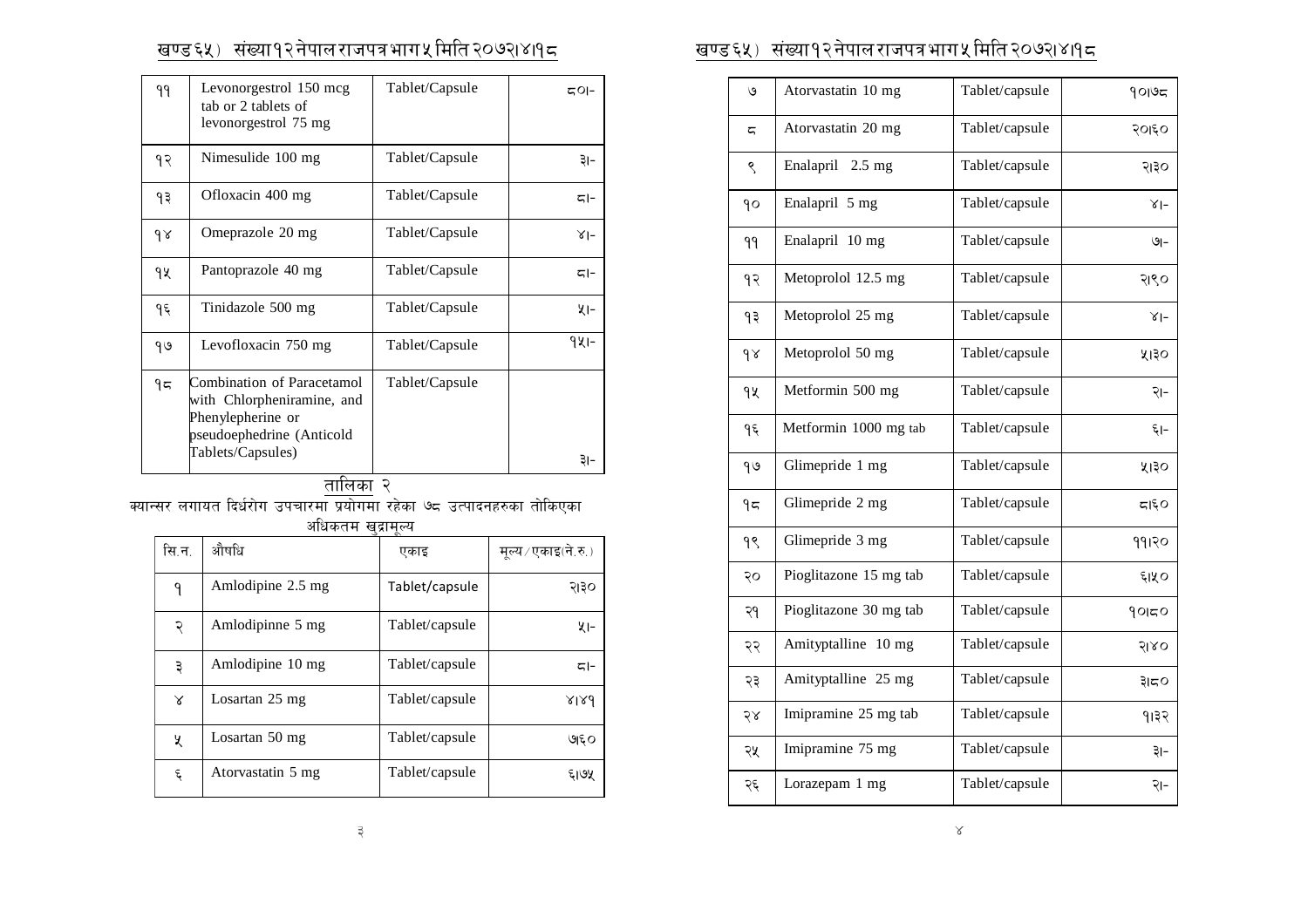| ११ | Levonorgestrol 150 mcg tab or 2 tablets of levonorgestrol 75 mg | Tablet/Capsule | ८०।- |
|---|---|---|---|
| १२ | Nimesulide 100 mg | Tablet/Capsule | ३।- |
| १३ | Ofloxacin 400 mg | Tablet/Capsule | ८।- |
| १४ | Omeprazole 20 mg | Tablet/Capsule | ४।- |
| १५ | Pantoprazole 40 mg | Tablet/Capsule | ८।- |
| १६ | Tinidazole 500 mg | Tablet/Capsule | ५।- |
| १७ | Levofloxacin 750 mg | Tablet/Capsule | १५।- |
| १८ | Combination of Paracetamol with Chlorpheniramine, and Phenylepherine or pseudoephedrine (Anticold Tablets/Capsules) | Tablet/Capsule | ३।- |

## तालिका २

क्यान्सर लगायत दिर्घरोग उपचारमा प्रयोगमा रहेका ७८ उत्पादनहरुका तोकिएका अधिकतम खुद्रामूल्य

| सि.न. | औषधि | एकाइ | मूल्य/एकाइ(ने.रु.) |
|---|---|---|---|
| १ | Amlodipine 2.5 mg | Tablet/capsule | २।३० |
| २ | Amlodipinne 5 mg | Tablet/capsule | ५।- |
| ३ | Amlodipine 10 mg | Tablet/capsule | ८।- |
| ४ | Losartan 25 mg | Tablet/capsule | ४।४१ |
| ५ | Losartan 50 mg | Tablet/capsule | ७।६० |
| ६ | Atorvastatin 5 mg | Tablet/capsule | ६।७५ |
| ७ | Atorvastatin 10 mg | Tablet/capsule | १०।७८ |
| ८ | Atorvastatin 20 mg | Tablet/capsule | २०।६० |
| ९ | Enalapril 2.5 mg | Tablet/capsule | २।३० |
| १० | Enalapril 5 mg | Tablet/capsule | ४।- |
| ११ | Enalapril 10 mg | Tablet/capsule | ७।- |
| १२ | Metoprolol 12.5 mg | Tablet/capsule | २।९० |
| १३ | Metoprolol 25 mg | Tablet/capsule | ४।- |
| १४ | Metoprolol 50 mg | Tablet/capsule | ५।३० |
| १५ | Metformin 500 mg | Tablet/capsule | २।- |
| १६ | Metformin 1000 mg tab | Tablet/capsule | ६।- |
| १७ | Glimepride 1 mg | Tablet/capsule | ५।३० |
| १८ | Glimepride 2 mg | Tablet/capsule | ८।६० |
| १९ | Glimepride 3 mg | Tablet/capsule | ११।२० |
| २० | Pioglitazone 15 mg tab | Tablet/capsule | ६।५० |
| २१ | Pioglitazone 30 mg tab | Tablet/capsule | १०।८० |
| २२ | Amityptalline 10 mg | Tablet/capsule | २।४० |
| २३ | Amityptalline 25 mg | Tablet/capsule | ३।८० |
| २४ | Imipramine 25 mg tab | Tablet/capsule | १।३२ |
| २५ | Imipramine 75 mg | Tablet/capsule | ३।- |
| २६ | Lorazepam 1 mg | Tablet/capsule | २।- |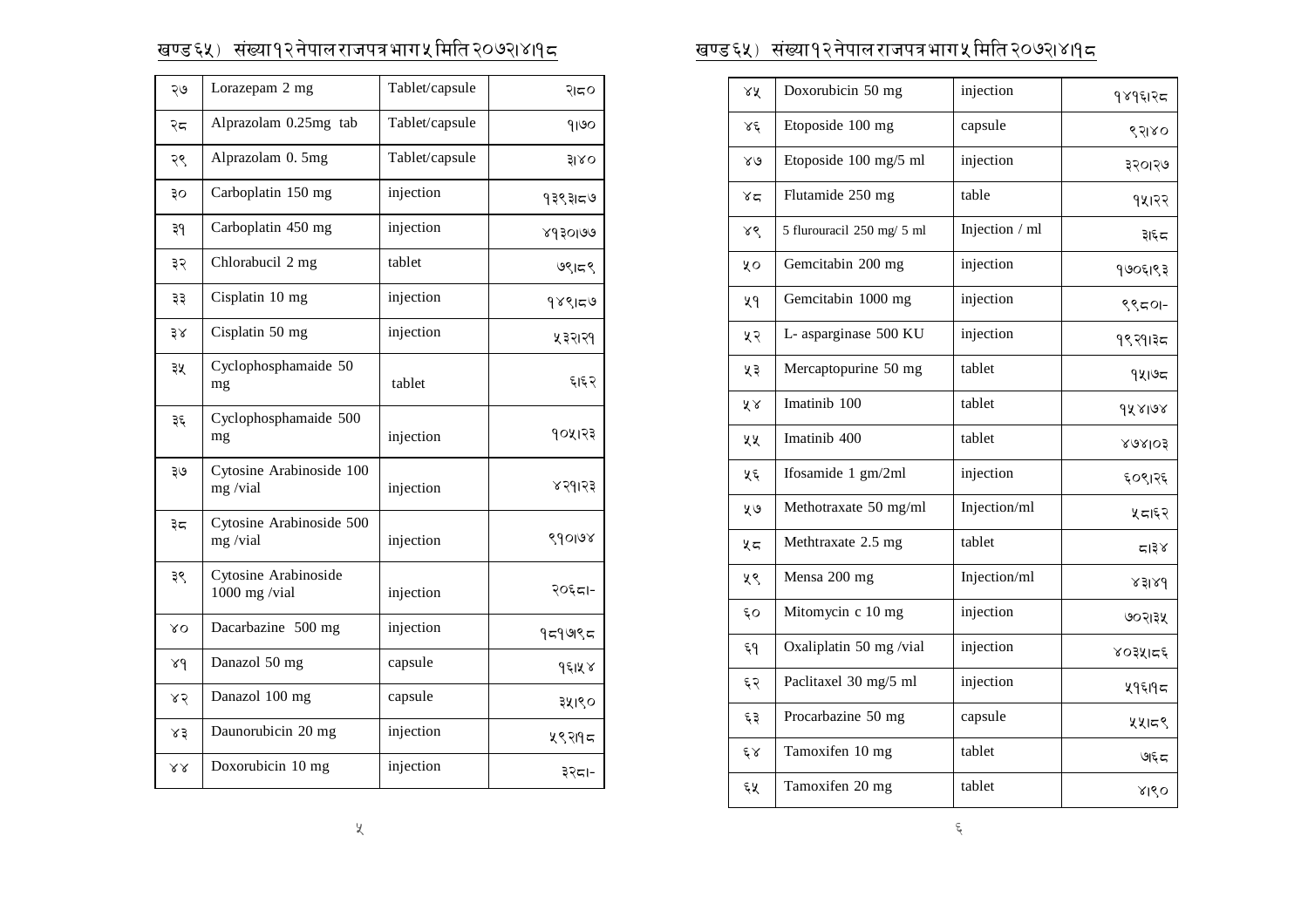| २७ | Lorazepam 2 mg | Tablet/capsule | २।८० |
|---|---|---|---|
| २८ | Alprazolam 0.25mg tab | Tablet/capsule | १।७० |
| २९ | Alprazolam 0. 5mg | Tablet/capsule | ३।४० |
| ३० | Carboplatin 150 mg | injection | १३९३।८७ |
| ३१ | Carboplatin 450 mg | injection | ४१३०।७७ |
| ३२ | Chlorabucil 2 mg | tablet | ७९।८९ |
| ३३ | Cisplatin 10 mg | injection | १४९।८७ |
| ३४ | Cisplatin 50 mg | injection | ५३२।२१ |
| ३५ | Cyclophosphamaide 50 mg | tablet | ६।६२ |
| ३६ | Cyclophosphamaide 500 mg | injection | १०५।२३ |
| ३७ | Cytosine Arabinoside 100 mg /vial | injection | ४२१।२३ |
| ३८ | Cytosine Arabinoside 500 mg /vial | injection | ९१०।७४ |
| ३९ | Cytosine Arabinoside 1000 mg /vial | injection | २०६८।- |
| ४० | Dacarbazine 500 mg | injection | १८१७।९८ |
| ४१ | Danazol 50 mg | capsule | १६।५४ |
| ४२ | Danazol 100 mg | capsule | ३५।९० |
| ४३ | Daunorubicin 20 mg | injection | ५९२।१८ |
| ४४ | Doxorubicin 10 mg | injection | ३२८।- |
| ४५ | Doxorubicin 50 mg | injection | १४१६।२८ |
| ४६ | Etoposide 100 mg | capsule | ९२।४० |
| ४७ | Etoposide 100 mg/5 ml | injection | ३२०।२७ |
| ४८ | Flutamide 250 mg | table | १५।२२ |
| ४९ | 5 flurouracil 250 mg/ 5 ml | Injection / ml | ३।६८ |
| ५० | Gemcitabin 200 mg | injection | १७०६।९३ |
| ५१ | Gemcitabin 1000 mg | injection | ९९८०।- |
| ५२ | L- asparginase 500 KU | injection | १९२१।३८ |
| ५३ | Mercaptopurine 50 mg | tablet | १५।७८ |
| ५४ | Imatinib 100 | tablet | १५४।७४ |
| ५५ | Imatinib 400 | tablet | ४७४।०३ |
| ५६ | Ifosamide 1 gm/2ml | injection | ६०९।२६ |
| ५७ | Methotraxate 50 mg/ml | Injection/ml | ५८।६२ |
| ५८ | Methtraxate 2.5 mg | tablet | ८।३४ |
| ५९ | Mensa 200 mg | Injection/ml | ४३।४१ |
| ६० | Mitomycin c 10 mg | injection | ७०२।३५ |
| ६१ | Oxaliplatin 50 mg /vial | injection | ४०३५।८६ |
| ६२ | Paclitaxel 30 mg/5 ml | injection | ५१६।१८ |
| ६३ | Procarbazine 50 mg | capsule | ५५।८९ |
| ६४ | Tamoxifen 10 mg | tablet | ७।६८ |
| ६५ | Tamoxifen 20 mg | tablet | ४।९० |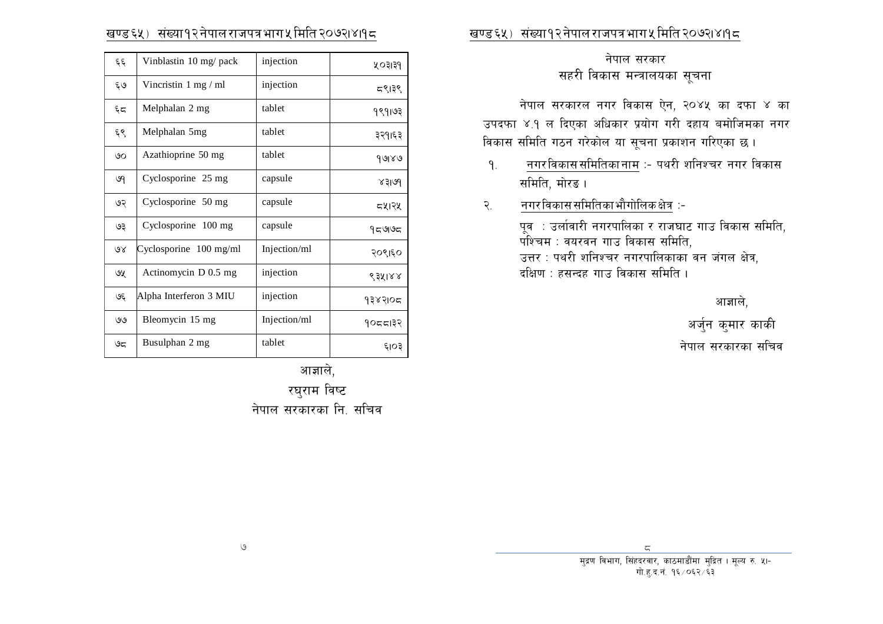| | | | |
|---|---|---|---|
| ६६ | Vinblastin 10 mg/ pack | injection | ५०३।३१ |
| ६७ | Vincristin 1 mg / ml | injection | ८९।३९ |
| ६८ | Melphalan 2 mg | tablet | १९१।७३ |
| ६९ | Melphalan 5mg | tablet | ३२१।६३ |
| ७० | Azathioprine 50 mg | tablet | १७४७ |
| ७१ | Cyclosporine 25 mg | capsule | ४३।७१ |
| ७२ | Cyclosporine 50 mg | capsule | ८५।२५ |
| ७३ | Cyclosporine 100 mg | capsule | १८७।७८ |
| ७४ | Cyclosporine 100 mg/ml | Injection/ml | २०९।६० |
| ७५ | Actinomycin D 0.5 mg | injection | ९३५।४४ |
| ७६ | Alpha Interferon 3 MIU | injection | १३४२।०८ |
| ७७ | Bleomycin 15 mg | Injection/ml | १०८८।३२ |
| ७८ | Busulphan 2 mg | tablet | ६।०३ |

आज्ञाले,

रघुराम विष्ट

नेपाल सरकारका नि. सचिव

## नेपाल सरकार
## सहरी विकास मन्त्रालयका सूचना

नेपाल सरकारल नगर विकास ऐन, २०४५ का दफा ४ का उपदफा ४.१ ल दिएका अधिकार प्रयोग गरी दहाय बमोजिमका नगर विकास समिति गठन गरेकोल या सूचना प्रकाशन गरिएका छ ।

१. नगर विकास समितिका नाम :- पथरी शनिश्चर नगर विकास समिति, मोरङ ।

२. नगर विकास समितिका भौगोलिक क्षेत्र :-

पूव : उर्लावारी नगरपालिका र राजघाट गाउ विकास समिति,
पश्चिम : वयरवन गाउ विकास समिति,
उत्तर : पथरी शनिश्चर नगरपालिकाका वन जंगल क्षेत्र,
दक्षिण : हसन्दह गाउ विकास समिति ।

आज्ञाले,

अर्जुन कुमार काकी

नेपाल सरकारका सचिव

मुद्रण विभाग, सिंहदरबार, काठमाडौंमा मुद्रित । मूल्य रु. ५।-
गो.हु.द.नं. १६/०६२/६३